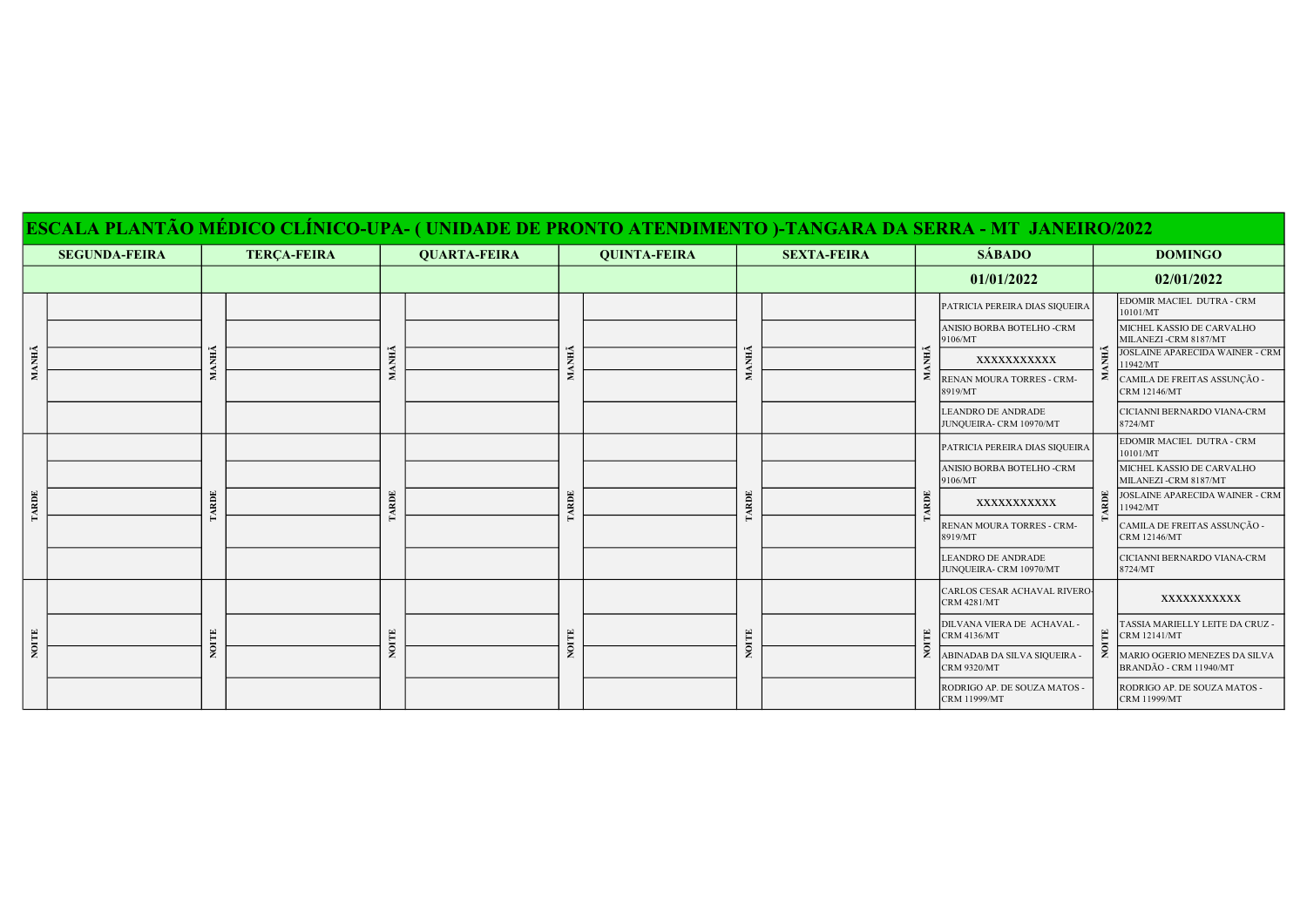# ESCALA PLANTÃO MÉDICO CLÍNICO-UPA- ( UNIDADE DE PRONTO ATENDIMENTO )-TANGARA DA SERRA - MT JANEIRO/2022

| | SEGUNDA-FEIRA | | TERÇA-FEIRA | | QUARTA-FEIRA | | QUINTA-FEIRA | | SEXTA-FEIRA | | SÁBADO | | DOMINGO |
|---|---|---|---|---|---|---|---|---|---|---|---|---|---|
| | | | | | | | | | | | 01/01/2022 | | 02/01/2022 |
| MANHÃ | | MANHÃ | | MANHÃ | | MANHÃ | | MANHÃ | | MANHÃ | PATRICIA PEREIRA DIAS SIQUEIRA | MANHÃ | EDOMIR MACIEL DUTRA - CRM 10101/MT |
| | | | | | | | | | | | ANISIO BORBA BOTELHO -CRM 9106/MT | | MICHEL KASSIO DE CARVALHO MILANEZI -CRM 8187/MT |
| | | | | | | | | | | | XXXXXXXXXXX | | JOSLAINE APARECIDA WAINER - CRM 11942/MT |
| | | | | | | | | | | | RENAN MOURA TORRES - CRM-8919/MT | | CAMILA DE FREITAS ASSUNÇÃO - CRM 12146/MT |
| | | | | | | | | | | | LEANDRO DE ANDRADE JUNQUEIRA- CRM 10970/MT | | CICIANNI BERNARDO VIANA-CRM 8724/MT |
| TARDE | | TARDE | | TARDE | | TARDE | | TARDE | | TARDE | PATRICIA PEREIRA DIAS SIQUEIRA | TARDE | EDOMIR MACIEL DUTRA - CRM 10101/MT |
| | | | | | | | | | | | ANISIO BORBA BOTELHO -CRM 9106/MT | | MICHEL KASSIO DE CARVALHO MILANEZI -CRM 8187/MT |
| | | | | | | | | | | | XXXXXXXXXXX | | JOSLAINE APARECIDA WAINER - CRM 11942/MT |
| | | | | | | | | | | | RENAN MOURA TORRES - CRM-8919/MT | | CAMILA DE FREITAS ASSUNÇÃO - CRM 12146/MT |
| | | | | | | | | | | | LEANDRO DE ANDRADE JUNQUEIRA- CRM 10970/MT | | CICIANNI BERNARDO VIANA-CRM 8724/MT |
| NOITE | | NOITE | | NOITE | | NOITE | | NOITE | | NOITE | CARLOS CESAR ACHAVAL RIVERO-CRM 4281/MT | NOITE | XXXXXXXXXXX |
| | | | | | | | | | | | DILVANA VIERA DE ACHAVAL - CRM 4136/MT | | TASSIA MARIELLY LEITE DA CRUZ - CRM 12141/MT |
| | | | | | | | | | | | ABINADAB DA SILVA SIQUEIRA - CRM 9320/MT | | MARIO OGERIO MENEZES DA SILVA BRANDÃO - CRM 11940/MT |
| | | | | | | | | | | | RODRIGO AP. DE SOUZA MATOS - CRM 11999/MT | | RODRIGO AP. DE SOUZA MATOS - CRM 11999/MT |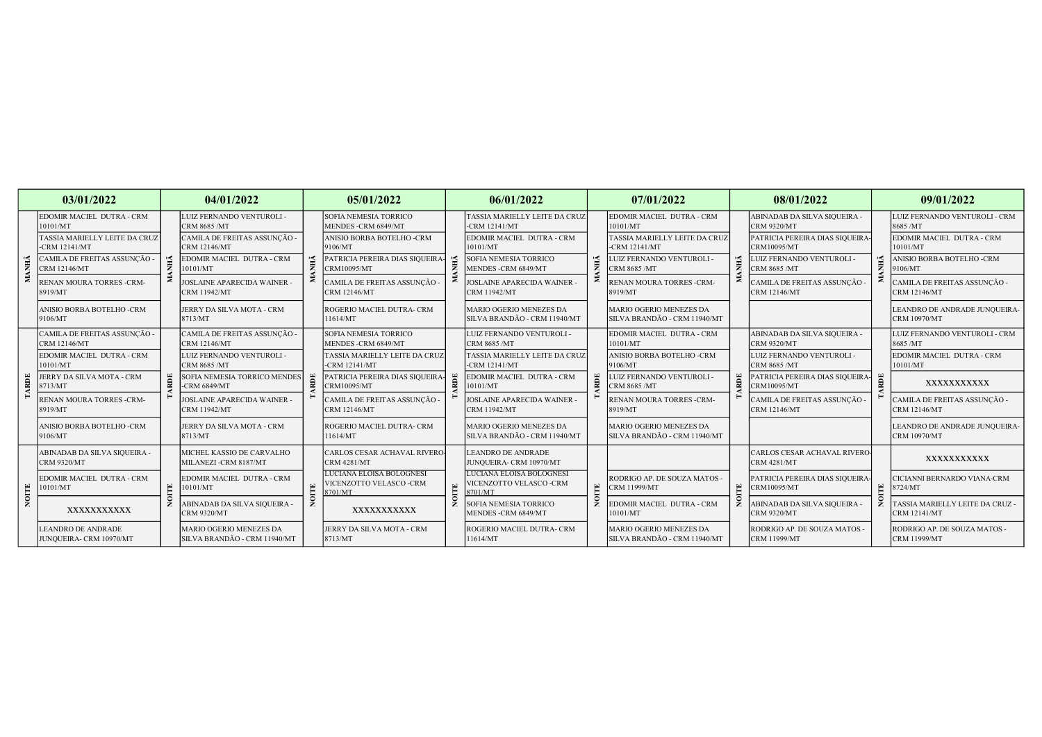| | 03/01/2022 | | 04/01/2022 | | 05/01/2022 | | 06/01/2022 | | 07/01/2022 | | 08/01/2022 | | 09/01/2022 |
|---|---|---|---|---|---|---|---|---|---|---|---|---|---|
| MANHÃ | EDOMIR MACIEL DUTRA - CRM 10101/MT | MANHÃ | LUIZ FERNANDO VENTUROLI - CRM 8685 /MT | MANHÃ | SOFIA NEMESIA TORRICO MENDES -CRM 6849/MT | MANHÃ | TASSIA MARIELLY LEITE DA CRUZ -CRM 12141/MT | MANHÃ | EDOMIR MACIEL DUTRA - CRM 10101/MT | MANHÃ | ABINADAB DA SILVA SIQUEIRA - CRM 9320/MT | MANHÃ | LUIZ FERNANDO VENTUROLI - CRM 8685 /MT |
| | TASSIA MARIELLY LEITE DA CRUZ -CRM 12141/MT | | CAMILA DE FREITAS ASSUNÇÃO - CRM 12146/MT | | ANISIO BORBA BOTELHO -CRM 9106/MT | | EDOMIR MACIEL DUTRA - CRM 10101/MT | | TASSIA MARIELLY LEITE DA CRUZ -CRM 12141/MT | | PATRICIA PEREIRA DIAS SIQUEIRA-CRM10095/MT | | EDOMIR MACIEL DUTRA - CRM 10101/MT |
| | CAMILA DE FREITAS ASSUNÇÃO - CRM 12146/MT | | EDOMIR MACIEL DUTRA - CRM 10101/MT | | PATRICIA PEREIRA DIAS SIQUEIRA-CRM10095/MT | | SOFIA NEMESIA TORRICO MENDES -CRM 6849/MT | | LUIZ FERNANDO VENTUROLI - CRM 8685 /MT | | LUIZ FERNANDO VENTUROLI - CRM 8685 /MT | | ANISIO BORBA BOTELHO -CRM 9106/MT |
| | RENAN MOURA TORRES -CRM-8919/MT | | JOSLAINE APARECIDA WAINER - CRM 11942/MT | | CAMILA DE FREITAS ASSUNÇÃO - CRM 12146/MT | | JOSLAINE APARECIDA WAINER - CRM 11942/MT | | RENAN MOURA TORRES -CRM-8919/MT | | CAMILA DE FREITAS ASSUNÇÃO - CRM 12146/MT | | CAMILA DE FREITAS ASSUNÇÃO - CRM 12146/MT |
| | ANISIO BORBA BOTELHO -CRM 9106/MT | | JERRY DA SILVA MOTA - CRM 8713/MT | | ROGERIO MACIEL DUTRA- CRM 11614/MT | | MARIO OGERIO MENEZES DA SILVA BRANDÃO - CRM 11940/MT | | MARIO OGERIO MENEZES DA SILVA BRANDÃO - CRM 11940/MT | | | | LEANDRO DE ANDRADE JUNQUEIRA-CRM 10970/MT |
| TARDE | CAMILA DE FREITAS ASSUNÇÃO - CRM 12146/MT | TARDE | CAMILA DE FREITAS ASSUNÇÃO - CRM 12146/MT | TARDE | SOFIA NEMESIA TORRICO MENDES -CRM 6849/MT | TARDE | LUIZ FERNANDO VENTUROLI - CRM 8685 /MT | TARDE | EDOMIR MACIEL DUTRA - CRM 10101/MT | TARDE | ABINADAB DA SILVA SIQUEIRA - CRM 9320/MT | TARDE | LUIZ FERNANDO VENTUROLI - CRM 8685 /MT |
| | EDOMIR MACIEL DUTRA - CRM 10101/MT | | LUIZ FERNANDO VENTUROLI - CRM 8685 /MT | | TASSIA MARIELLY LEITE DA CRUZ -CRM 12141/MT | | TASSIA MARIELLY LEITE DA CRUZ -CRM 12141/MT | | ANISIO BORBA BOTELHO -CRM 9106/MT | | LUIZ FERNANDO VENTUROLI - CRM 8685 /MT | | EDOMIR MACIEL DUTRA - CRM 10101/MT |
| | JERRY DA SILVA MOTA - CRM 8713/MT | | SOFIA NEMESIA TORRICO MENDES -CRM 6849/MT | | PATRICIA PEREIRA DIAS SIQUEIRA-CRM10095/MT | | EDOMIR MACIEL DUTRA - CRM 10101/MT | | LUIZ FERNANDO VENTUROLI - CRM 8685 /MT | | PATRICIA PEREIRA DIAS SIQUEIRA-CRM10095/MT | | XXXXXXXXXXX |
| | RENAN MOURA TORRES -CRM-8919/MT | | JOSLAINE APARECIDA WAINER - CRM 11942/MT | | CAMILA DE FREITAS ASSUNÇÃO - CRM 12146/MT | | JOSLAINE APARECIDA WAINER - CRM 11942/MT | | RENAN MOURA TORRES -CRM-8919/MT | | CAMILA DE FREITAS ASSUNÇÃO - CRM 12146/MT | | CAMILA DE FREITAS ASSUNÇÃO - CRM 12146/MT |
| | ANISIO BORBA BOTELHO -CRM 9106/MT | | JERRY DA SILVA MOTA - CRM 8713/MT | | ROGERIO MACIEL DUTRA- CRM 11614/MT | | MARIO OGERIO MENEZES DA SILVA BRANDÃO - CRM 11940/MT | | MARIO OGERIO MENEZES DA SILVA BRANDÃO - CRM 11940/MT | | | | LEANDRO DE ANDRADE JUNQUEIRA-CRM 10970/MT |
| NOITE | ABINADAB DA SILVA SIQUEIRA - CRM 9320/MT | NOITE | MICHEL KASSIO DE CARVALHO MILANEZI -CRM 8187/MT | NOITE | CARLOS CESAR ACHAVAL RIVERO-CRM 4281/MT | NOITE | LEANDRO DE ANDRADE JUNQUEIRA- CRM 10970/MT | NOITE | | NOITE | CARLOS CESAR ACHAVAL RIVERO-CRM 4281/MT | NOITE | XXXXXXXXXXX |
| | EDOMIR MACIEL DUTRA - CRM 10101/MT | | EDOMIR MACIEL DUTRA - CRM 10101/MT | | LUCIANA ELOISA BOLOGNESI VICENZOTTO VELASCO -CRM 8701/MT | | LUCIANA ELOISA BOLOGNESI VICENZOTTO VELASCO -CRM 8701/MT | | RODRIGO AP. DE SOUZA MATOS - CRM 11999/MT | | PATRICIA PEREIRA DIAS SIQUEIRA-CRM10095/MT | | CICIANNI BERNARDO VIANA-CRM 8724/MT |
| | XXXXXXXXXXX | | ABINADAB DA SILVA SIQUEIRA - CRM 9320/MT | | XXXXXXXXXXX | | SOFIA NEMESIA TORRICO MENDES -CRM 6849/MT | | EDOMIR MACIEL DUTRA - CRM 10101/MT | | ABINADAB DA SILVA SIQUEIRA - CRM 9320/MT | | TASSIA MARIELLY LEITE DA CRUZ - CRM 12141/MT |
| | LEANDRO DE ANDRADE JUNQUEIRA- CRM 10970/MT | | MARIO OGERIO MENEZES DA SILVA BRANDÃO - CRM 11940/MT | | JERRY DA SILVA MOTA - CRM 8713/MT | | ROGERIO MACIEL DUTRA- CRM 11614/MT | | MARIO OGERIO MENEZES DA SILVA BRANDÃO - CRM 11940/MT | | RODRIGO AP. DE SOUZA MATOS - CRM 11999/MT | | RODRIGO AP. DE SOUZA MATOS - CRM 11999/MT |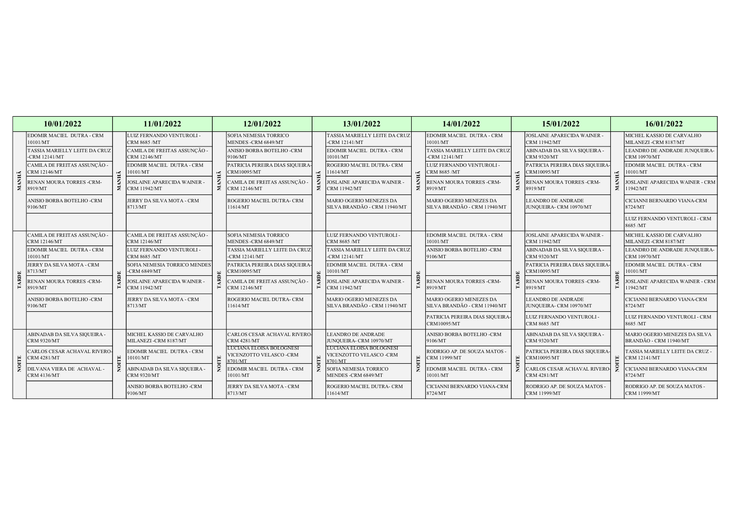| | 10/01/2022 | | 11/01/2022 | | 12/01/2022 | | 13/01/2022 | | 14/01/2022 | | 15/01/2022 | | 16/01/2022 |
|---|---|---|---|---|---|---|---|---|---|---|---|---|---|
| MANHÃ | EDOMIR MACIEL DUTRA - CRM 10101/MT | MANHÃ | LUIZ FERNANDO VENTUROLI - CRM 8685 /MT | MANHÃ | SOFIA NEMESIA TORRICO MENDES -CRM 6849/MT | MANHÃ | TASSIA MARIELLY LEITE DA CRUZ -CRM 12141/MT | MANHÃ | EDOMIR MACIEL DUTRA - CRM 10101/MT | MANHÃ | JOSLAINE APARECIDA WAINER - CRM 11942/MT | MANHÃ | MICHEL KASSIO DE CARVALHO MILANEZI -CRM 8187/MT |
| | TASSIA MARIELLY LEITE DA CRUZ -CRM 12141/MT | | CAMILA DE FREITAS ASSUNÇÃO - CRM 12146/MT | | ANISIO BORBA BOTELHO -CRM 9106/MT | | EDOMIR MACIEL DUTRA - CRM 10101/MT | | TASSIA MARIELLY LEITE DA CRUZ -CRM 12141/MT | | ABINADAB DA SILVA SIQUEIRA - CRM 9320/MT | | LEANDRO DE ANDRADE JUNQUEIRA- CRM 10970/MT |
| | CAMILA DE FREITAS ASSUNÇÃO - CRM 12146/MT | | EDOMIR MACIEL DUTRA - CRM 10101/MT | | PATRICIA PEREIRA DIAS SIQUEIRA-CRM10095/MT | | ROGERIO MACIEL DUTRA- CRM 11614/MT | | LUIZ FERNANDO VENTUROLI - CRM 8685 /MT | | PATRICIA PEREIRA DIAS SIQUEIRA-CRM10095/MT | | EDOMIR MACIEL DUTRA - CRM 10101/MT |
| | RENAN MOURA TORRES -CRM- 8919/MT | | JOSLAINE APARECIDA WAINER - CRM 11942/MT | | CAMILA DE FREITAS ASSUNÇÃO - CRM 12146/MT | | JOSLAINE APARECIDA WAINER - CRM 11942/MT | | RENAN MOURA TORRES -CRM- 8919/MT | | RENAN MOURA TORRES -CRM- 8919/MT | | JOSLAINE APARECIDA WAINER - CRM 11942/MT |
| | ANISIO BORBA BOTELHO -CRM 9106/MT | | JERRY DA SILVA MOTA - CRM 8713/MT | | ROGERIO MACIEL DUTRA- CRM 11614/MT | | MARIO OGERIO MENEZES DA SILVA BRANDÃO - CRM 11940/MT | | MARIO OGERIO MENEZES DA SILVA BRANDÃO - CRM 11940/MT | | LEANDRO DE ANDRADE JUNQUEIRA- CRM 10970/MT | | CICIANNI BERNARDO VIANA-CRM 8724/MT |
| | | | | | | | | | | | | | LUIZ FERNANDO VENTUROLI - CRM 8685 /MT |
| TARDE | CAMILA DE FREITAS ASSUNÇÃO - CRM 12146/MT | TARDE | CAMILA DE FREITAS ASSUNÇÃO - CRM 12146/MT | TARDE | SOFIA NEMESIA TORRICO MENDES -CRM 6849/MT | TARDE | LUIZ FERNANDO VENTUROLI - CRM 8685 /MT | TARDE | EDOMIR MACIEL DUTRA - CRM 10101/MT | TARDE | JOSLAINE APARECIDA WAINER - CRM 11942/MT | TARDE | MICHEL KASSIO DE CARVALHO MILANEZI -CRM 8187/MT |
| | EDOMIR MACIEL DUTRA - CRM 10101/MT | | LUIZ FERNANDO VENTUROLI - CRM 8685 /MT | | TASSIA MARIELLY LEITE DA CRUZ -CRM 12141/MT | | TASSIA MARIELLY LEITE DA CRUZ -CRM 12141/MT | | ANISIO BORBA BOTELHO -CRM 9106/MT | | ABINADAB DA SILVA SIQUEIRA - CRM 9320/MT | | LEANDRO DE ANDRADE JUNQUEIRA- CRM 10970/MT |
| | JERRY DA SILVA MOTA - CRM 8713/MT | | SOFIA NEMESIA TORRICO MENDES -CRM 6849/MT | | PATRICIA PEREIRA DIAS SIQUEIRA-CRM10095/MT | | EDOMIR MACIEL DUTRA - CRM 10101/MT | | | | PATRICIA PEREIRA DIAS SIQUEIRA-CRM10095/MT | | EDOMIR MACIEL DUTRA - CRM 10101/MT |
| | RENAN MOURA TORRES -CRM- 8919/MT | | JOSLAINE APARECIDA WAINER - CRM 11942/MT | | CAMILA DE FREITAS ASSUNÇÃO - CRM 12146/MT | | JOSLAINE APARECIDA WAINER - CRM 11942/MT | | RENAN MOURA TORRES -CRM- 8919/MT | | RENAN MOURA TORRES -CRM- 8919/MT | | JOSLAINE APARECIDA WAINER - CRM 11942/MT |
| | ANISIO BORBA BOTELHO -CRM 9106/MT | | JERRY DA SILVA MOTA - CRM 8713/MT | | ROGERIO MACIEL DUTRA- CRM 11614/MT | | MARIO OGERIO MENEZES DA SILVA BRANDÃO - CRM 11940/MT | | MARIO OGERIO MENEZES DA SILVA BRANDÃO - CRM 11940/MT | | LEANDRO DE ANDRADE JUNQUEIRA- CRM 10970/MT | | CICIANNI BERNARDO VIANA-CRM 8724/MT |
| | | | | | | | | | PATRICIA PEREIRA DIAS SIQUEIRA-CRM10095/MT | | LUIZ FERNANDO VENTUROLI - CRM 8685 /MT | | LUIZ FERNANDO VENTUROLI - CRM 8685 /MT |
| NOITE | ABINADAB DA SILVA SIQUEIRA - CRM 9320/MT | NOITE | MICHEL KASSIO DE CARVALHO MILANEZI -CRM 8187/MT | NOITE | CARLOS CESAR ACHAVAL RIVERO-CRM 4281/MT | NOITE | LEANDRO DE ANDRADE JUNQUEIRA- CRM 10970/MT | NOITE | ANISIO BORBA BOTELHO -CRM 9106/MT | NOITE | ABINADAB DA SILVA SIQUEIRA - CRM 9320/MT | NOITE | MARIO OGERIO MENEZES DA SILVA BRANDÃO - CRM 11940/MT |
| | CARLOS CESAR ACHAVAL RIVERO-CRM 4281/MT | | EDOMIR MACIEL DUTRA - CRM 10101/MT | | LUCIANA ELOISA BOLOGNESI VICENZOTTO VELASCO -CRM 8701/MT | | LUCIANA ELOISA BOLOGNESI VICENZOTTO VELASCO -CRM 8701/MT | | RODRIGO AP. DE SOUZA MATOS - CRM 11999/MT | | PATRICIA PEREIRA DIAS SIQUEIRA-CRM10095/MT | | TASSIA MARIELLY LEITE DA CRUZ - CRM 12141/MT |
| | DILVANA VIERA DE ACHAVAL - CRM 4136/MT | | ABINADAB DA SILVA SIQUEIRA - CRM 9320/MT | | EDOMIR MACIEL DUTRA - CRM 10101/MT | | SOFIA NEMESIA TORRICO MENDES -CRM 6849/MT | | EDOMIR MACIEL DUTRA - CRM 10101/MT | | CARLOS CESAR ACHAVAL RIVERO-CRM 4281/MT | | CICIANNI BERNARDO VIANA-CRM 8724/MT |
| | | | ANISIO BORBA BOTELHO -CRM 9106/MT | | JERRY DA SILVA MOTA - CRM 8713/MT | | ROGERIO MACIEL DUTRA- CRM 11614/MT | | CICIANNI BERNARDO VIANA-CRM 8724/MT | | RODRIGO AP. DE SOUZA MATOS - CRM 11999/MT | | RODRIGO AP. DE SOUZA MATOS - CRM 11999/MT |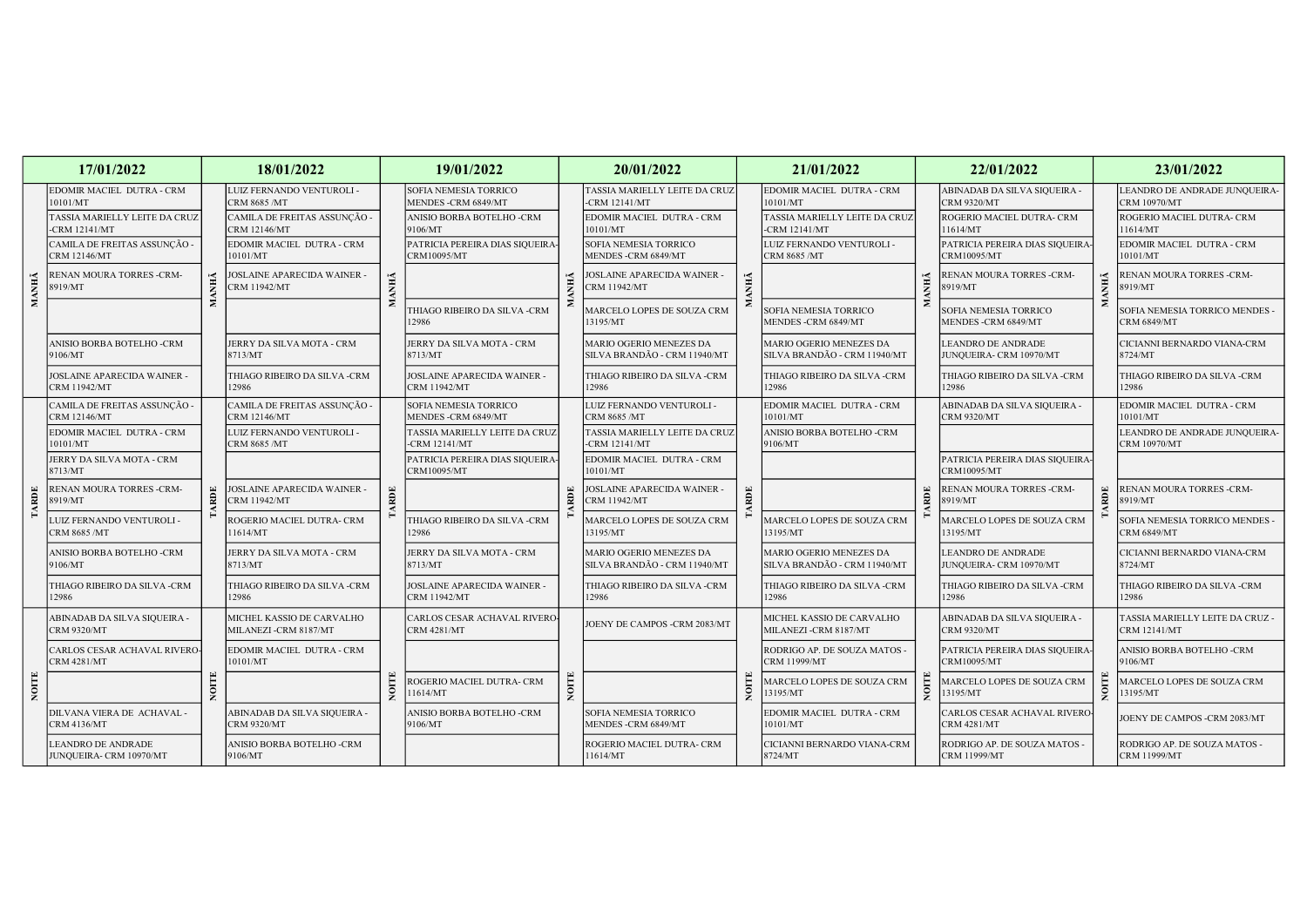| | 17/01/2022 | | 18/01/2022 | | 19/01/2022 | | 20/01/2022 | | 21/01/2022 | | 22/01/2022 | | 23/01/2022 |
|---|---|---|---|---|---|---|---|---|---|---|---|---|---|
| MANHÃ | EDOMIR MACIEL DUTRA - CRM 10101/MT | MANHÃ | LUIZ FERNANDO VENTUROLI - CRM 8685 /MT | MANHÃ | SOFIA NEMESIA TORRICO MENDES -CRM 6849/MT | MANHÃ | TASSIA MARIELLY LEITE DA CRUZ -CRM 12141/MT | MANHÃ | EDOMIR MACIEL DUTRA - CRM 10101/MT | MANHÃ | ABINADAB DA SILVA SIQUEIRA - CRM 9320/MT | MANHÃ | LEANDRO DE ANDRADE JUNQUEIRA- CRM 10970/MT |
| | TASSIA MARIELLY LEITE DA CRUZ -CRM 12141/MT | | CAMILA DE FREITAS ASSUNÇÃO - CRM 12146/MT | | ANISIO BORBA BOTELHO -CRM 9106/MT | | EDOMIR MACIEL DUTRA - CRM 10101/MT | | TASSIA MARIELLY LEITE DA CRUZ -CRM 12141/MT | | ROGERIO MACIEL DUTRA- CRM 11614/MT | | ROGERIO MACIEL DUTRA- CRM 11614/MT |
| | CAMILA DE FREITAS ASSUNÇÃO - CRM 12146/MT | | EDOMIR MACIEL DUTRA - CRM 10101/MT | | PATRICIA PEREIRA DIAS SIQUEIRA- CRM10095/MT | | SOFIA NEMESIA TORRICO MENDES -CRM 6849/MT | | LUIZ FERNANDO VENTUROLI - CRM 8685 /MT | | PATRICIA PEREIRA DIAS SIQUEIRA- CRM10095/MT | | EDOMIR MACIEL DUTRA - CRM 10101/MT |
| | RENAN MOURA TORRES -CRM- 8919/MT | | JOSLAINE APARECIDA WAINER - CRM 11942/MT | | | | JOSLAINE APARECIDA WAINER - CRM 11942/MT | | | | RENAN MOURA TORRES -CRM- 8919/MT | | RENAN MOURA TORRES -CRM- 8919/MT |
| | | | | | THIAGO RIBEIRO DA SILVA -CRM 12986 | | MARCELO LOPES DE SOUZA CRM 13195/MT | | SOFIA NEMESIA TORRICO MENDES -CRM 6849/MT | | SOFIA NEMESIA TORRICO MENDES -CRM 6849/MT | | SOFIA NEMESIA TORRICO MENDES - CRM 6849/MT |
| | ANISIO BORBA BOTELHO -CRM 9106/MT | | JERRY DA SILVA MOTA - CRM 8713/MT | | JERRY DA SILVA MOTA - CRM 8713/MT | | MARIO OGERIO MENEZES DA SILVA BRANDÃO - CRM 11940/MT | | MARIO OGERIO MENEZES DA SILVA BRANDÃO - CRM 11940/MT | | LEANDRO DE ANDRADE JUNQUEIRA- CRM 10970/MT | | CICIANNI BERNARDO VIANA-CRM 8724/MT |
| | JOSLAINE APARECIDA WAINER - CRM 11942/MT | | THIAGO RIBEIRO DA SILVA -CRM 12986 | | JOSLAINE APARECIDA WAINER - CRM 11942/MT | | THIAGO RIBEIRO DA SILVA -CRM 12986 | | THIAGO RIBEIRO DA SILVA -CRM 12986 | | THIAGO RIBEIRO DA SILVA -CRM 12986 | | THIAGO RIBEIRO DA SILVA -CRM 12986 |
| TARDE | CAMILA DE FREITAS ASSUNÇÃO - CRM 12146/MT | TARDE | CAMILA DE FREITAS ASSUNÇÃO - CRM 12146/MT | TARDE | SOFIA NEMESIA TORRICO MENDES -CRM 6849/MT | TARDE | LUIZ FERNANDO VENTUROLI - CRM 8685 /MT | TARDE | EDOMIR MACIEL DUTRA - CRM 10101/MT | TARDE | ABINADAB DA SILVA SIQUEIRA - CRM 9320/MT | TARDE | EDOMIR MACIEL DUTRA - CRM 10101/MT |
| | EDOMIR MACIEL DUTRA - CRM 10101/MT | | LUIZ FERNANDO VENTUROLI - CRM 8685 /MT | | TASSIA MARIELLY LEITE DA CRUZ -CRM 12141/MT | | TASSIA MARIELLY LEITE DA CRUZ -CRM 12141/MT | | ANISIO BORBA BOTELHO -CRM 9106/MT | | | | LEANDRO DE ANDRADE JUNQUEIRA- CRM 10970/MT |
| | JERRY DA SILVA MOTA - CRM 8713/MT | | | | PATRICIA PEREIRA DIAS SIQUEIRA- CRM10095/MT | | EDOMIR MACIEL DUTRA - CRM 10101/MT | | | | PATRICIA PEREIRA DIAS SIQUEIRA- CRM10095/MT | | |
| | RENAN MOURA TORRES -CRM- 8919/MT | | JOSLAINE APARECIDA WAINER - CRM 11942/MT | | | | JOSLAINE APARECIDA WAINER - CRM 11942/MT | | | | RENAN MOURA TORRES -CRM- 8919/MT | | RENAN MOURA TORRES -CRM- 8919/MT |
| | LUIZ FERNANDO VENTUROLI - CRM 8685 /MT | | ROGERIO MACIEL DUTRA- CRM 11614/MT | | THIAGO RIBEIRO DA SILVA -CRM 12986 | | MARCELO LOPES DE SOUZA CRM 13195/MT | | MARCELO LOPES DE SOUZA CRM 13195/MT | | MARCELO LOPES DE SOUZA CRM 13195/MT | | SOFIA NEMESIA TORRICO MENDES - CRM 6849/MT |
| | ANISIO BORBA BOTELHO -CRM 9106/MT | | JERRY DA SILVA MOTA - CRM 8713/MT | | JERRY DA SILVA MOTA - CRM 8713/MT | | MARIO OGERIO MENEZES DA SILVA BRANDÃO - CRM 11940/MT | | MARIO OGERIO MENEZES DA SILVA BRANDÃO - CRM 11940/MT | | LEANDRO DE ANDRADE JUNQUEIRA- CRM 10970/MT | | CICIANNI BERNARDO VIANA-CRM 8724/MT |
| | THIAGO RIBEIRO DA SILVA -CRM 12986 | | THIAGO RIBEIRO DA SILVA -CRM 12986 | | JOSLAINE APARECIDA WAINER - CRM 11942/MT | | THIAGO RIBEIRO DA SILVA -CRM 12986 | | THIAGO RIBEIRO DA SILVA -CRM 12986 | | THIAGO RIBEIRO DA SILVA -CRM 12986 | | THIAGO RIBEIRO DA SILVA -CRM 12986 |
| NOITE | ABINADAB DA SILVA SIQUEIRA - CRM 9320/MT | NOITE | MICHEL KASSIO DE CARVALHO MILANEZI -CRM 8187/MT | NOITE | CARLOS CESAR ACHAVAL RIVERO- CRM 4281/MT | NOITE | JOENY DE CAMPOS -CRM 2083/MT | NOITE | MICHEL KASSIO DE CARVALHO MILANEZI -CRM 8187/MT | NOITE | ABINADAB DA SILVA SIQUEIRA - CRM 9320/MT | NOITE | TASSIA MARIELLY LEITE DA CRUZ - CRM 12141/MT |
| | CARLOS CESAR ACHAVAL RIVERO- CRM 4281/MT | | EDOMIR MACIEL DUTRA - CRM 10101/MT | | | | | | RODRIGO AP. DE SOUZA MATOS - CRM 11999/MT | | PATRICIA PEREIRA DIAS SIQUEIRA- CRM10095/MT | | ANISIO BORBA BOTELHO -CRM 9106/MT |
| | | | | | ROGERIO MACIEL DUTRA- CRM 11614/MT | | | | MARCELO LOPES DE SOUZA CRM 13195/MT | | MARCELO LOPES DE SOUZA CRM 13195/MT | | MARCELO LOPES DE SOUZA CRM 13195/MT |
| | DILVANA VIERA DE ACHAVAL - CRM 4136/MT | | ABINADAB DA SILVA SIQUEIRA - CRM 9320/MT | | ANISIO BORBA BOTELHO -CRM 9106/MT | | SOFIA NEMESIA TORRICO MENDES -CRM 6849/MT | | EDOMIR MACIEL DUTRA - CRM 10101/MT | | CARLOS CESAR ACHAVAL RIVERO- CRM 4281/MT | | JOENY DE CAMPOS -CRM 2083/MT |
| | LEANDRO DE ANDRADE JUNQUEIRA- CRM 10970/MT | | ANISIO BORBA BOTELHO -CRM 9106/MT | | | | ROGERIO MACIEL DUTRA- CRM 11614/MT | | CICIANNI BERNARDO VIANA-CRM 8724/MT | | RODRIGO AP. DE SOUZA MATOS - CRM 11999/MT | | RODRIGO AP. DE SOUZA MATOS - CRM 11999/MT |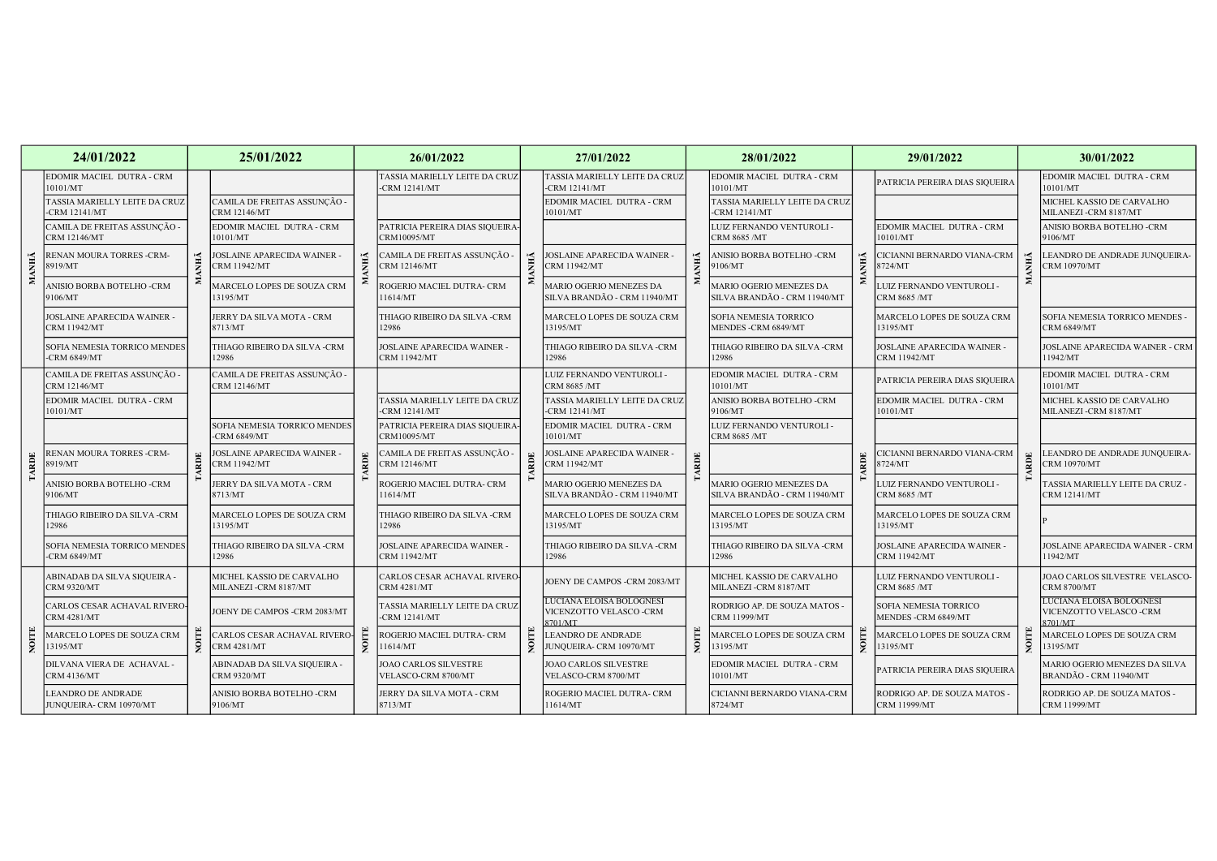| | 24/01/2022 | | 25/01/2022 | | 26/01/2022 | | 27/01/2022 | | 28/01/2022 | | 29/01/2022 | | 30/01/2022 |
|---|---|---|---|---|---|---|---|---|---|---|---|---|---|
| MANHÃ | EDOMIR MACIEL DUTRA - CRM 10101/MT | MANHÃ | | MANHÃ | TASSIA MARIELLY LEITE DA CRUZ -CRM 12141/MT | MANHÃ | TASSIA MARIELLY LEITE DA CRUZ -CRM 12141/MT | MANHÃ | EDOMIR MACIEL DUTRA - CRM 10101/MT | MANHÃ | PATRICIA PEREIRA DIAS SIQUEIRA | MANHÃ | EDOMIR MACIEL DUTRA - CRM 10101/MT |
| | TASSIA MARIELLY LEITE DA CRUZ -CRM 12141/MT | | CAMILA DE FREITAS ASSUNÇÃO - CRM 12146/MT | | | | EDOMIR MACIEL DUTRA - CRM 10101/MT | | TASSIA MARIELLY LEITE DA CRUZ -CRM 12141/MT | | | | MICHEL KASSIO DE CARVALHO MILANEZI -CRM 8187/MT |
| | CAMILA DE FREITAS ASSUNÇÃO - CRM 12146/MT | | EDOMIR MACIEL DUTRA - CRM 10101/MT | | PATRICIA PEREIRA DIAS SIQUEIRA-CRM10095/MT | | | | LUIZ FERNANDO VENTUROLI - CRM 8685 /MT | | EDOMIR MACIEL DUTRA - CRM 10101/MT | | ANISIO BORBA BOTELHO -CRM 9106/MT |
| | RENAN MOURA TORRES -CRM-8919/MT | | JOSLAINE APARECIDA WAINER - CRM 11942/MT | | CAMILA DE FREITAS ASSUNÇÃO - CRM 12146/MT | | JOSLAINE APARECIDA WAINER - CRM 11942/MT | | ANISIO BORBA BOTELHO -CRM 9106/MT | | CICIANNI BERNARDO VIANA-CRM 8724/MT | | LEANDRO DE ANDRADE JUNQUEIRA-CRM 10970/MT |
| | ANISIO BORBA BOTELHO -CRM 9106/MT | | MARCELO LOPES DE SOUZA CRM 13195/MT | | ROGERIO MACIEL DUTRA- CRM 11614/MT | | MARIO OGERIO MENEZES DA SILVA BRANDÃO - CRM 11940/MT | | MARIO OGERIO MENEZES DA SILVA BRANDÃO - CRM 11940/MT | | LUIZ FERNANDO VENTUROLI - CRM 8685 /MT | | |
| | JOSLAINE APARECIDA WAINER - CRM 11942/MT | | JERRY DA SILVA MOTA - CRM 8713/MT | | THIAGO RIBEIRO DA SILVA -CRM 12986 | | MARCELO LOPES DE SOUZA CRM 13195/MT | | SOFIA NEMESIA TORRICO MENDES -CRM 6849/MT | | MARCELO LOPES DE SOUZA CRM 13195/MT | | SOFIA NEMESIA TORRICO MENDES - CRM 6849/MT |
| | SOFIA NEMESIA TORRICO MENDES -CRM 6849/MT | | THIAGO RIBEIRO DA SILVA -CRM 12986 | | JOSLAINE APARECIDA WAINER - CRM 11942/MT | | THIAGO RIBEIRO DA SILVA -CRM 12986 | | THIAGO RIBEIRO DA SILVA -CRM 12986 | | JOSLAINE APARECIDA WAINER - CRM 11942/MT | | JOSLAINE APARECIDA WAINER - CRM 11942/MT |
| TARDE | CAMILA DE FREITAS ASSUNÇÃO - CRM 12146/MT | TARDE | CAMILA DE FREITAS ASSUNÇÃO - CRM 12146/MT | TARDE | | TARDE | LUIZ FERNANDO VENTUROLI - CRM 8685 /MT | TARDE | EDOMIR MACIEL DUTRA - CRM 10101/MT | TARDE | PATRICIA PEREIRA DIAS SIQUEIRA | TARDE | EDOMIR MACIEL DUTRA - CRM 10101/MT |
| | EDOMIR MACIEL DUTRA - CRM 10101/MT | | | | TASSIA MARIELLY LEITE DA CRUZ -CRM 12141/MT | | TASSIA MARIELLY LEITE DA CRUZ -CRM 12141/MT | | ANISIO BORBA BOTELHO -CRM 9106/MT | | EDOMIR MACIEL DUTRA - CRM 10101/MT | | MICHEL KASSIO DE CARVALHO MILANEZI -CRM 8187/MT |
| | | | SOFIA NEMESIA TORRICO MENDES -CRM 6849/MT | | PATRICIA PEREIRA DIAS SIQUEIRA-CRM10095/MT | | EDOMIR MACIEL DUTRA - CRM 10101/MT | | LUIZ FERNANDO VENTUROLI - CRM 8685 /MT | | | | |
| | RENAN MOURA TORRES -CRM-8919/MT | | JOSLAINE APARECIDA WAINER - CRM 11942/MT | | CAMILA DE FREITAS ASSUNÇÃO - CRM 12146/MT | | JOSLAINE APARECIDA WAINER - CRM 11942/MT | | | | CICIANNI BERNARDO VIANA-CRM 8724/MT | | LEANDRO DE ANDRADE JUNQUEIRA-CRM 10970/MT |
| | ANISIO BORBA BOTELHO -CRM 9106/MT | | JERRY DA SILVA MOTA - CRM 8713/MT | | ROGERIO MACIEL DUTRA- CRM 11614/MT | | MARIO OGERIO MENEZES DA SILVA BRANDÃO - CRM 11940/MT | | MARIO OGERIO MENEZES DA SILVA BRANDÃO - CRM 11940/MT | | LUIZ FERNANDO VENTUROLI - CRM 8685 /MT | | TASSIA MARIELLY LEITE DA CRUZ - CRM 12141/MT |
| | THIAGO RIBEIRO DA SILVA -CRM 12986 | | MARCELO LOPES DE SOUZA CRM 13195/MT | | THIAGO RIBEIRO DA SILVA -CRM 12986 | | MARCELO LOPES DE SOUZA CRM 13195/MT | | MARCELO LOPES DE SOUZA CRM 13195/MT | | MARCELO LOPES DE SOUZA CRM 13195/MT | | P |
| | SOFIA NEMESIA TORRICO MENDES -CRM 6849/MT | | THIAGO RIBEIRO DA SILVA -CRM 12986 | | JOSLAINE APARECIDA WAINER - CRM 11942/MT | | THIAGO RIBEIRO DA SILVA -CRM 12986 | | THIAGO RIBEIRO DA SILVA -CRM 12986 | | JOSLAINE APARECIDA WAINER - CRM 11942/MT | | JOSLAINE APARECIDA WAINER - CRM 11942/MT |
| NOITE | ABINADAB DA SILVA SIQUEIRA - CRM 9320/MT | NOITE | MICHEL KASSIO DE CARVALHO MILANEZI -CRM 8187/MT | NOITE | CARLOS CESAR ACHAVAL RIVERO-CRM 4281/MT | NOITE | JOENY DE CAMPOS -CRM 2083/MT | NOITE | MICHEL KASSIO DE CARVALHO MILANEZI -CRM 8187/MT | NOITE | LUIZ FERNANDO VENTUROLI - CRM 8685 /MT | NOITE | JOAO CARLOS SILVESTRE VELASCO-CRM 8700/MT |
| | CARLOS CESAR ACHAVAL RIVERO-CRM 4281/MT | | JOENY DE CAMPOS -CRM 2083/MT | | TASSIA MARIELLY LEITE DA CRUZ -CRM 12141/MT | | LUCIANA ELOISA BOLOGNESI VICENZOTTO VELASCO -CRM 8701/MT | | RODRIGO AP. DE SOUZA MATOS - CRM 11999/MT | | SOFIA NEMESIA TORRICO MENDES -CRM 6849/MT | | LUCIANA ELOISA BOLOGNESI VICENZOTTO VELASCO -CRM 8701/MT |
| | MARCELO LOPES DE SOUZA CRM 13195/MT | | CARLOS CESAR ACHAVAL RIVERO-CRM 4281/MT | | ROGERIO MACIEL DUTRA- CRM 11614/MT | | LEANDRO DE ANDRADE JUNQUEIRA- CRM 10970/MT | | MARCELO LOPES DE SOUZA CRM 13195/MT | | MARCELO LOPES DE SOUZA CRM 13195/MT | | MARCELO LOPES DE SOUZA CRM 13195/MT |
| | DILVANA VIERA DE ACHAVAL - CRM 4136/MT | | ABINADAB DA SILVA SIQUEIRA - CRM 9320/MT | | JOAO CARLOS SILVESTRE VELASCO-CRM 8700/MT | | JOAO CARLOS SILVESTRE VELASCO-CRM 8700/MT | | EDOMIR MACIEL DUTRA - CRM 10101/MT | | PATRICIA PEREIRA DIAS SIQUEIRA | | MARIO OGERIO MENEZES DA SILVA BRANDÃO - CRM 11940/MT |
| | LEANDRO DE ANDRADE JUNQUEIRA- CRM 10970/MT | | ANISIO BORBA BOTELHO -CRM 9106/MT | | JERRY DA SILVA MOTA - CRM 8713/MT | | ROGERIO MACIEL DUTRA- CRM 11614/MT | | CICIANNI BERNARDO VIANA-CRM 8724/MT | | RODRIGO AP. DE SOUZA MATOS - CRM 11999/MT | | RODRIGO AP. DE SOUZA MATOS - CRM 11999/MT |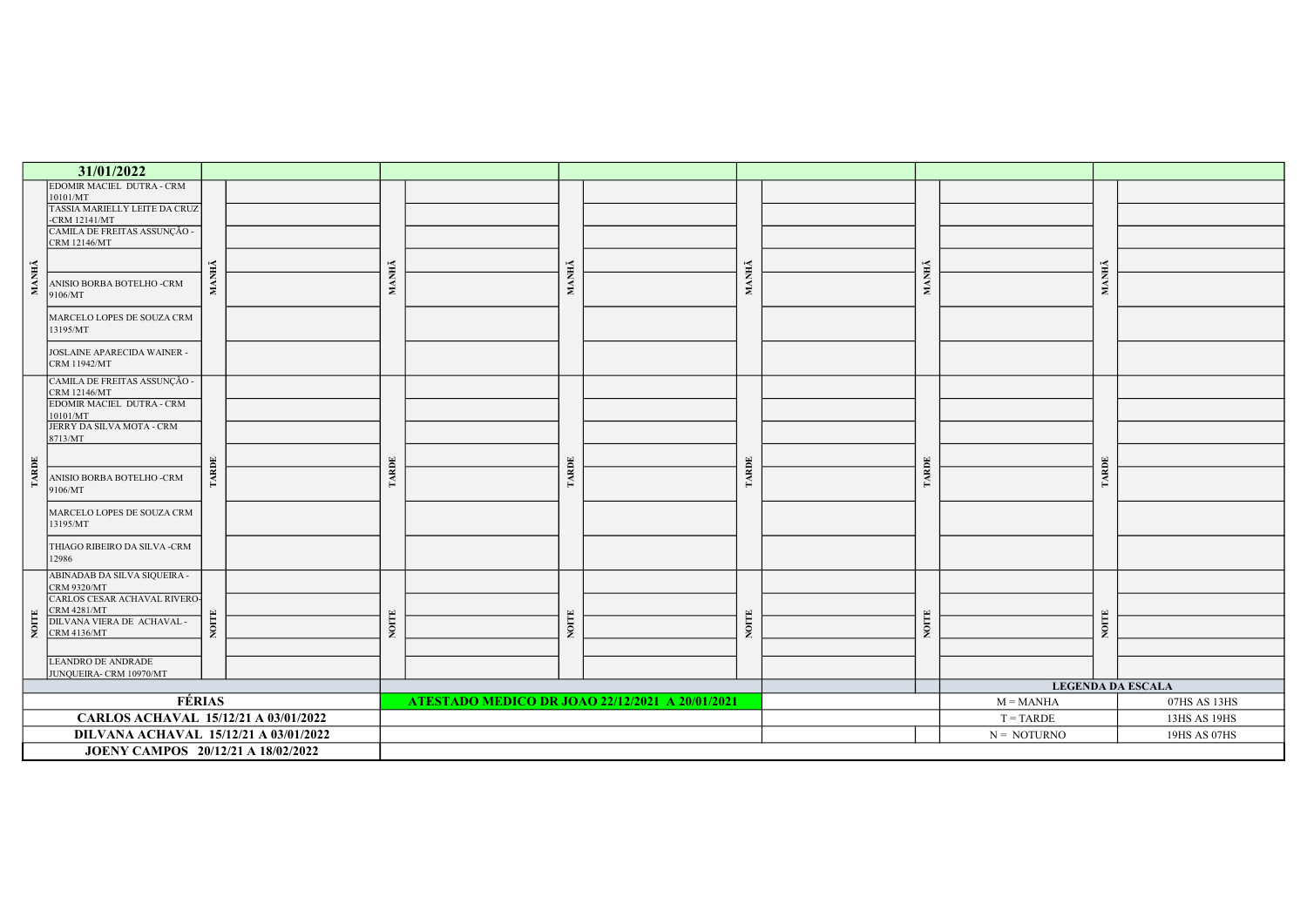| 31/01/2022 | | | | | | | | | | | | |
|---|---|---|---|---|---|---|---|---|---|---|---|---|
| MANHÃ | EDOMIR MACIEL DUTRA - CRM 10101/MT | MANHÃ | | MANHÃ | | MANHÃ | | MANHÃ | | MANHÃ | | MANHÃ |
| | TASSIA MARIELLY LEITE DA CRUZ -CRM 12141/MT | | | | | | | | | | | |
| | CAMILA DE FREITAS ASSUNÇÃO - CRM 12146/MT | | | | | | | | | | | |
| | | | | | | | | | | | | |
| | ANISIO BORBA BOTELHO -CRM 9106/MT | | | | | | | | | | | |
| | MARCELO LOPES DE SOUZA CRM 13195/MT | | | | | | | | | | | |
| | JOSLAINE APARECIDA WAINER - CRM 11942/MT | | | | | | | | | | | |
| TARDE | CAMILA DE FREITAS ASSUNÇÃO - CRM 12146/MT | TARDE | | TARDE | | TARDE | | TARDE | | TARDE | | TARDE |
| | EDOMIR MACIEL DUTRA - CRM 10101/MT | | | | | | | | | | | |
| | JERRY DA SILVA MOTA - CRM 8713/MT | | | | | | | | | | | |
| | | | | | | | | | | | | |
| | ANISIO BORBA BOTELHO -CRM 9106/MT | | | | | | | | | | | |
| | MARCELO LOPES DE SOUZA CRM 13195/MT | | | | | | | | | | | |
| | THIAGO RIBEIRO DA SILVA -CRM 12986 | | | | | | | | | | | |
| NOITE | ABINADAB DA SILVA SIQUEIRA - CRM 9320/MT | NOITE | | NOITE | | NOITE | | NOITE | | NOITE | | NOITE |
| | CARLOS CESAR ACHAVAL RIVERO-CRM 4281/MT | | | | | | | | | | | |
| | DILVANA VIERA DE ACHAVAL - CRM 4136/MT | | | | | | | | | | | |
| | | | | | | | | | | | | |
| | LEANDRO DE ANDRADE JUNQUEIRA- CRM 10970/MT | | | | | | | | | | | |

| FÉRIAS | ATESTADO MEDICO DR JOAO 22/12/2021 A 20/01/2021 | | LEGENDA DA ESCALA | |
|---|---|---|---|---|
| CARLOS ACHAVAL 15/12/21 A 03/01/2022 | | | M = MANHA | 07HS AS 13HS |
| DILVANA ACHAVAL 15/12/21 A 03/01/2022 | | | T = TARDE | 13HS AS 19HS |
| JOENY CAMPOS 20/12/21 A 18/02/2022 | | | N = NOTURNO | 19HS AS 07HS |